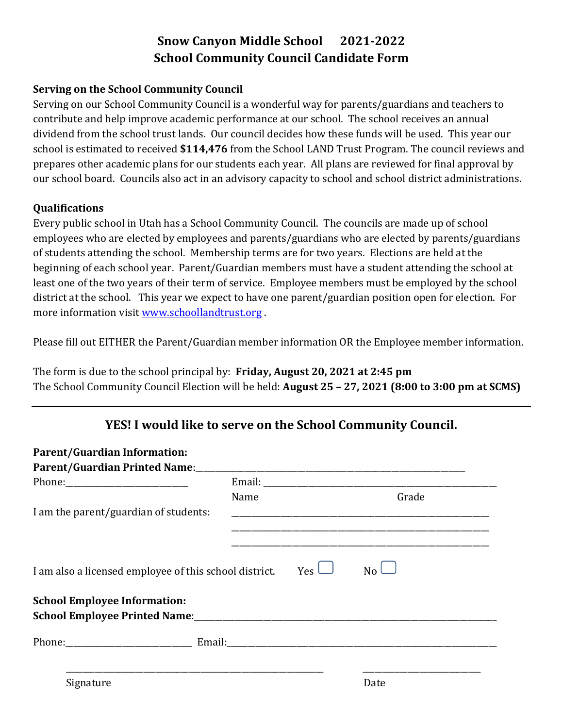# Snow Canyon Middle School 2021-2022
# School Community Council Candidate Form

**Serving on the School Community Council**

Serving on our School Community Council is a wonderful way for parents/guardians and teachers to contribute and help improve academic performance at our school. The school receives an annual dividend from the school trust lands. Our council decides how these funds will be used. This year our school is estimated to received **$114,476** from the School LAND Trust Program. The council reviews and prepares other academic plans for our students each year. All plans are reviewed for final approval by our school board. Councils also act in an advisory capacity to school and school district administrations.

**Qualifications**

Every public school in Utah has a School Community Council. The councils are made up of school employees who are elected by employees and parents/guardians who are elected by parents/guardians of students attending the school. Membership terms are for two years. Elections are held at the beginning of each school year. Parent/Guardian members must have a student attending the school at least one of the two years of their term of service. Employee members must be employed by the school district at the school. This year we expect to have one parent/guardian position open for election. For more information visit www.schoollandtrust.org .

Please fill out EITHER the Parent/Guardian member information OR the Employee member information.

The form is due to the school principal by: **Friday, August 20, 2021 at 2:45 pm**
The School Community Council Election will be held: **August 25 – 27, 2021 (8:00 to 3:00 pm at SCMS)**

---

## YES! I would like to serve on the School Community Council.

**Parent/Guardian Information:**
**Parent/Guardian Printed Name**:____________________________________________

Phone:________________________ Email: ______________________________________

I am the parent/guardian of students:

| Name | Grade |
| --- | --- |
| | |
| | |
| | |

I am also a licensed employee of this school district. Yes ☐ No ☐

**School Employee Information:**
**School Employee Printed Name**:____________________________________________

Phone:________________________ Email:______________________________________

_____________________________________ _____________________

Signature Date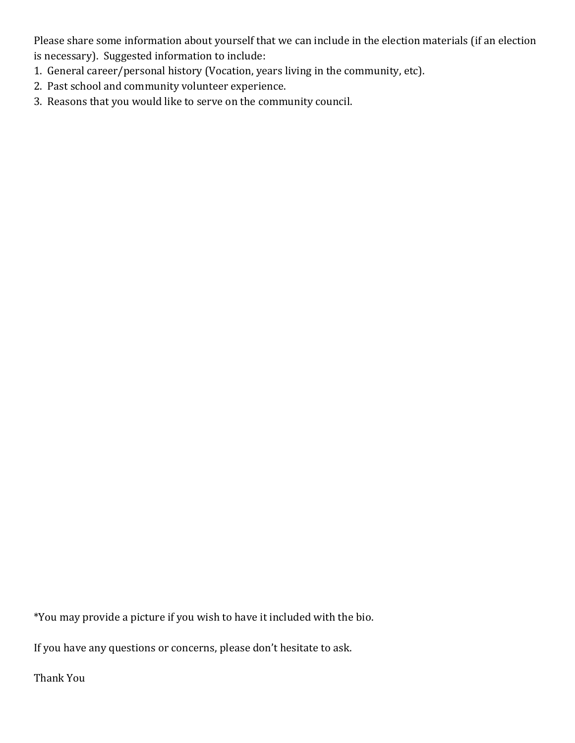Please share some information about yourself that we can include in the election materials (if an election is necessary). Suggested information to include:

1. General career/personal history (Vocation, years living in the community, etc).
2. Past school and community volunteer experience.
3. Reasons that you would like to serve on the community council.

*You may provide a picture if you wish to have it included with the bio.

If you have any questions or concerns, please don't hesitate to ask.

Thank You